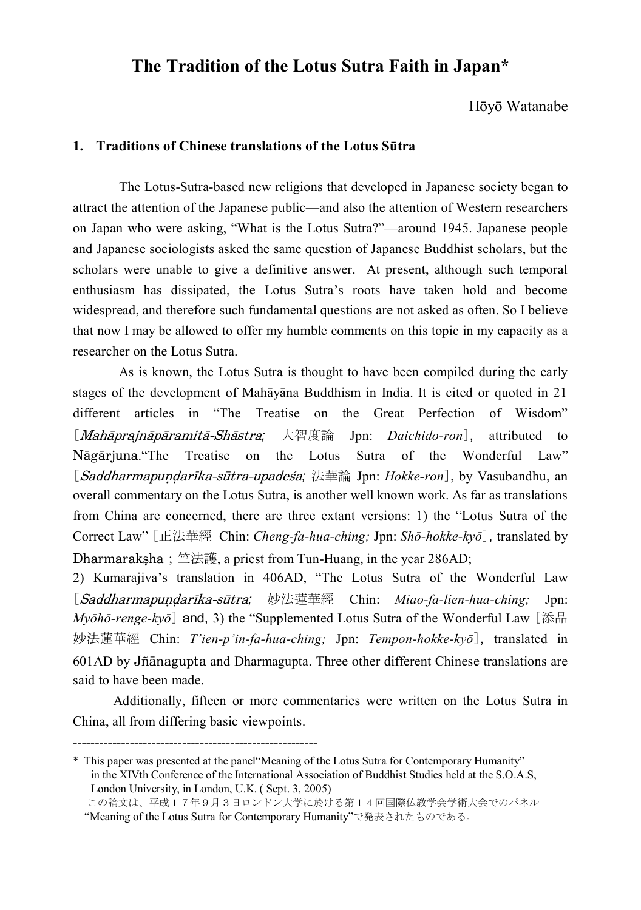# The Tradition of the Lotus Sutra Faith in Japan*

Hōyō Watanabe

## 1. Traditions of Chinese translations of the Lotus Sūtra

The Lotus-Sutra-based new religions that developed in Japanese society began to attract the attention of the Japanese public—and also the attention of Western researchers on Japan who were asking, "What is the Lotus Sutra?"—around 1945. Japanese people and Japanese sociologists asked the same question of Japanese Buddhist scholars, but the scholars were unable to give a definitive answer. At present, although such temporal enthusiasm has dissipated, the Lotus Sutra's roots have taken hold and become widespread, and therefore such fundamental questions are not asked as often. So I believe that now I may be allowed to offer my humble comments on this topic in my capacity as a researcher on the Lotus Sutra.

As is known, the Lotus Sutra is thought to have been compiled during the early stages of the development of Mahāyāna Buddhism in India. It is cited or quoted in 21 different articles in "The Treatise on the Great Perfection of Wisdom" [*Mahāprajnāpāramitā-Shāstra;* 大智度論 Jpn: *Daichido-ron*], attributed to Nāgārjuna."The Treatise on the Lotus Sutra of the Wonderful Law" [*Saddharmapuṇḍarīka-sūtra-upadeśa;* 法華論 Jpn: *Hokke-ron*], by Vasubandhu, an overall commentary on the Lotus Sutra, is another well known work. As far as translations from China are concerned, there are three extant versions: 1) the "Lotus Sutra of the Correct Law" [正法華經 Chin: *Cheng-fa-hua-ching;* Jpn: *Shō-hokke-kyō*], translated by Dharmarakṣha ; 竺法護, a priest from Tun-Huang, in the year 286AD;
2) Kumarajiva's translation in 406AD, "The Lotus Sutra of the Wonderful Law [*Saddharmapuṇḍarīka-sūtra;* 妙法蓮華經 Chin: *Miao-fa-lien-hua-ching;* Jpn: *Myōhō-renge-kyō*] and, 3) the "Supplemented Lotus Sutra of the Wonderful Law [添品妙法蓮華經 Chin: *T'ien-p'in-fa-hua-ching;* Jpn: *Tempon-hokke-kyō*], translated in 601AD by Jñānagupta and Dharmagupta. Three other different Chinese translations are said to have been made.

Additionally, fifteen or more commentaries were written on the Lotus Sutra in China, all from differing basic viewpoints.

---

\* This paper was presented at the panel"Meaning of the Lotus Sutra for Contemporary Humanity" in the XIVth Conference of the International Association of Buddhist Studies held at the S.O.A.S, London University, in London, U.K. ( Sept. 3, 2005)
この論文は、平成１７年９月３日ロンドン大学に於ける第１４回国際仏教学会学術大会でのパネル"Meaning of the Lotus Sutra for Contemporary Humanity"で発表されたものである。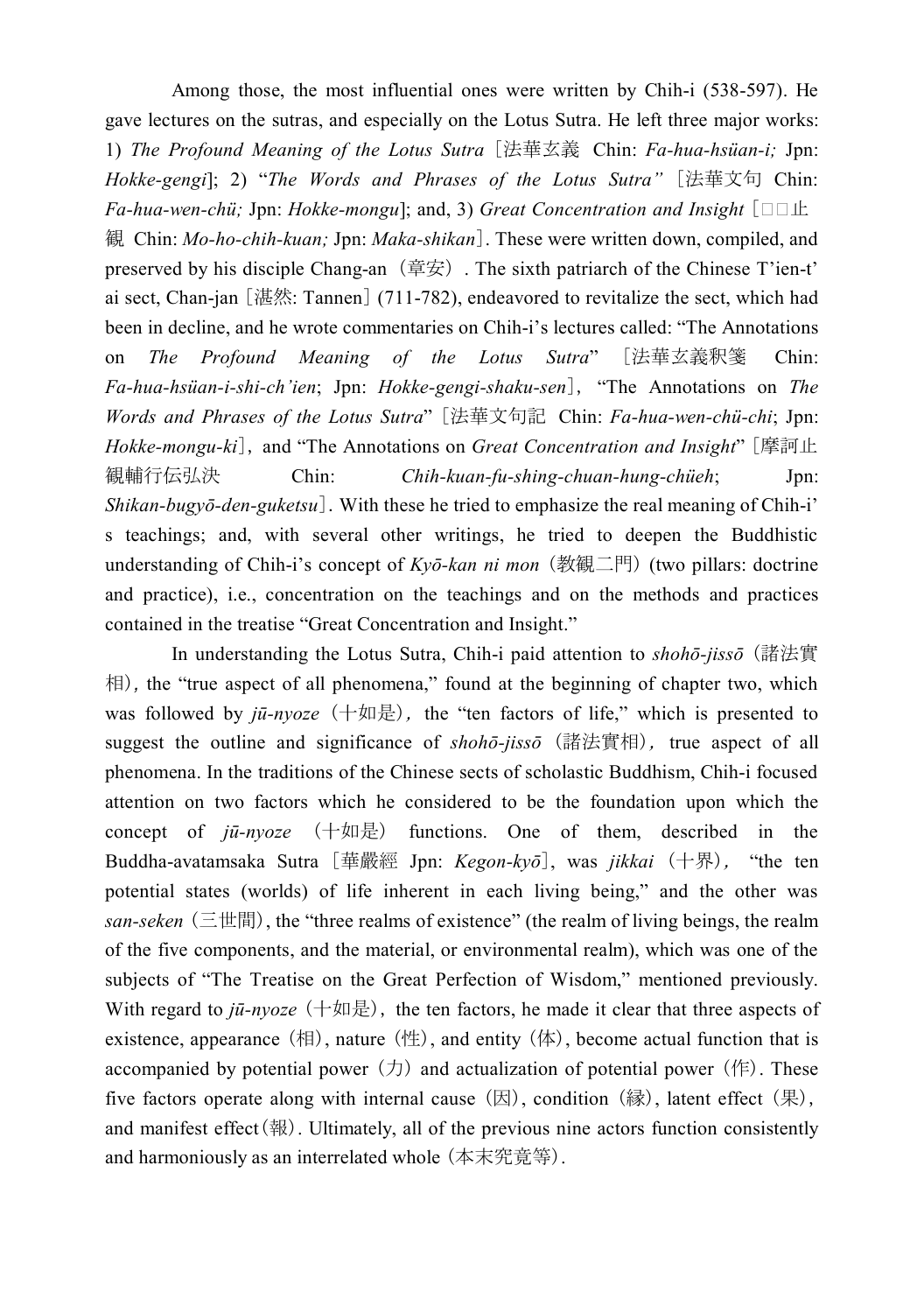Among those, the most influential ones were written by Chih-i (538-597). He gave lectures on the sutras, and especially on the Lotus Sutra. He left three major works: 1) *The Profound Meaning of the Lotus Sutra*［法華玄義 Chin: *Fa-hua-hsüan-i;* Jpn: *Hokke-gengi*]; 2) "*The Words and Phrases of the Lotus Sutra"*［法華文句 Chin: *Fa-hua-wen-chü;* Jpn: *Hokke-mongu*]; and, 3) *Great Concentration and Insight*［□□止観 Chin: *Mo-ho-chih-kuan;* Jpn: *Maka-shikan*］. These were written down, compiled, and preserved by his disciple Chang-an（章安）. The sixth patriarch of the Chinese T'ien-t'ai sect, Chan-jan［湛然: Tannen］(711-782), endeavored to revitalize the sect, which had been in decline, and he wrote commentaries on Chih-i's lectures called: "The Annotations on *The Profound Meaning of the Lotus Sutra*"［法華玄義釈箋 Chin: *Fa-hua-hsüan-i-shi-ch'ien*; Jpn: *Hokke-gengi-shaku-sen*］, "The Annotations on *The Words and Phrases of the Lotus Sutra*"［法華文句記 Chin: *Fa-hua-wen-chü-chi*; Jpn: *Hokke-mongu-ki*］, and "The Annotations on *Great Concentration and Insight*"［摩訶止観輔行伝弘決 Chin: *Chih-kuan-fu-shing-chuan-hung-chüeh*; Jpn: *Shikan-bugyō-den-guketsu*］. With these he tried to emphasize the real meaning of Chih-i's teachings; and, with several other writings, he tried to deepen the Buddhistic understanding of Chih-i's concept of *Kyō-kan ni mon*（教観二門）(two pillars: doctrine and practice), i.e., concentration on the teachings and on the methods and practices contained in the treatise "Great Concentration and Insight."

In understanding the Lotus Sutra, Chih-i paid attention to *shohō-jissō*（諸法實相）, the "true aspect of all phenomena," found at the beginning of chapter two, which was followed by *jū-nyoze*（十如是）, the "ten factors of life," which is presented to suggest the outline and significance of *shohō-jissō*（諸法實相）, true aspect of all phenomena. In the traditions of the Chinese sects of scholastic Buddhism, Chih-i focused attention on two factors which he considered to be the foundation upon which the concept of *jū-nyoze*（十如是）functions. One of them, described in the Buddha-avatamsaka Sutra［華嚴經 Jpn: *Kegon-kyō*］, was *jikkai*（十界）, "the ten potential states (worlds) of life inherent in each living being," and the other was *san-seken*（三世間）, the "three realms of existence" (the realm of living beings, the realm of the five components, and the material, or environmental realm), which was one of the subjects of "The Treatise on the Great Perfection of Wisdom," mentioned previously. With regard to *jū-nyoze*（十如是）, the ten factors, he made it clear that three aspects of existence, appearance（相）, nature（性）, and entity（体）, become actual function that is accompanied by potential power（力）and actualization of potential power（作）. These five factors operate along with internal cause（因）, condition（縁）, latent effect（果）, and manifest effect（報）. Ultimately, all of the previous nine actors function consistently and harmoniously as an interrelated whole（本末究竟等）.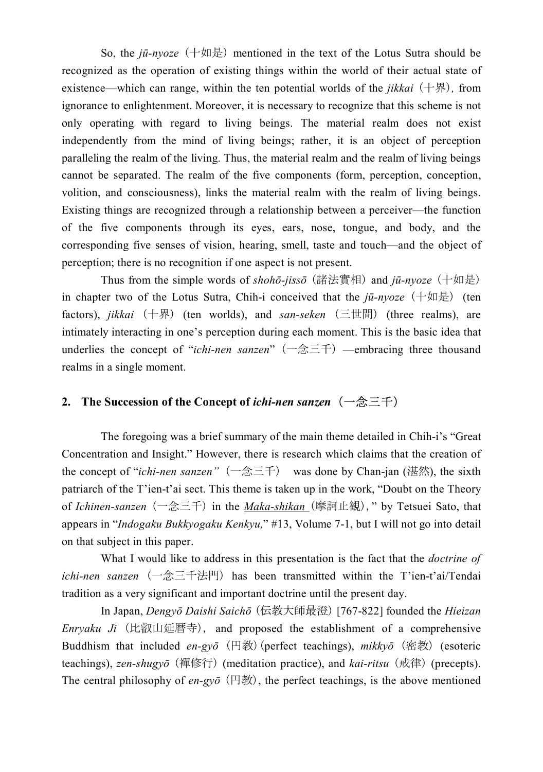So, the *jū-nyoze*（十如是）mentioned in the text of the Lotus Sutra should be recognized as the operation of existing things within the world of their actual state of existence—which can range, within the ten potential worlds of the *jikkai*（十界）, from ignorance to enlightenment. Moreover, it is necessary to recognize that this scheme is not only operating with regard to living beings. The material realm does not exist independently from the mind of living beings; rather, it is an object of perception paralleling the realm of the living. Thus, the material realm and the realm of living beings cannot be separated. The realm of the five components (form, perception, conception, volition, and consciousness), links the material realm with the realm of living beings. Existing things are recognized through a relationship between a perceiver—the function of the five components through its eyes, ears, nose, tongue, and body, and the corresponding five senses of vision, hearing, smell, taste and touch—and the object of perception; there is no recognition if one aspect is not present.

Thus from the simple words of *shohō-jissō*（諸法實相）and *jū-nyoze*（十如是）in chapter two of the Lotus Sutra, Chih-i conceived that the *jū-nyoze*（十如是）(ten factors), *jikkai*（十界）(ten worlds), and *san-seken*（三世間）(three realms), are intimately interacting in one's perception during each moment. This is the basic idea that underlies the concept of "*ichi-nen sanzen*"（一念三千）—embracing three thousand realms in a single moment.

## 2. The Succession of the Concept of *ichi-nen sanzen*（一念三千）

The foregoing was a brief summary of the main theme detailed in Chih-i's "Great Concentration and Insight." However, there is research which claims that the creation of the concept of "*ichi-nen sanzen"*（一念三千） was done by Chan-jan (湛然), the sixth patriarch of the T'ien-t'ai sect. This theme is taken up in the work, "Doubt on the Theory of *Ichinen-sanzen*（一念三千）in the *Maka-shikan*（摩訶止観）, " by Tetsuei Sato, that appears in "*Indogaku Bukkyogaku Kenkyu,*" #13, Volume 7-1, but I will not go into detail on that subject in this paper.

What I would like to address in this presentation is the fact that the *doctrine of ichi-nen sanzen*（一念三千法門）has been transmitted within the T'ien-t'ai/Tendai tradition as a very significant and important doctrine until the present day.

In Japan, *Dengyō Daishi Saichō*（伝教大師最澄）[767-822] founded the *Hieizan Enryaku Ji*（比叡山延暦寺）, and proposed the establishment of a comprehensive Buddhism that included *en-gyō*（円教）(perfect teachings), *mikkyō*（密教）(esoteric teachings), *zen-shugyō*（禪修行）(meditation practice), and *kai-ritsu*（戒律）(precepts). The central philosophy of *en-gyō*（円教）, the perfect teachings, is the above mentioned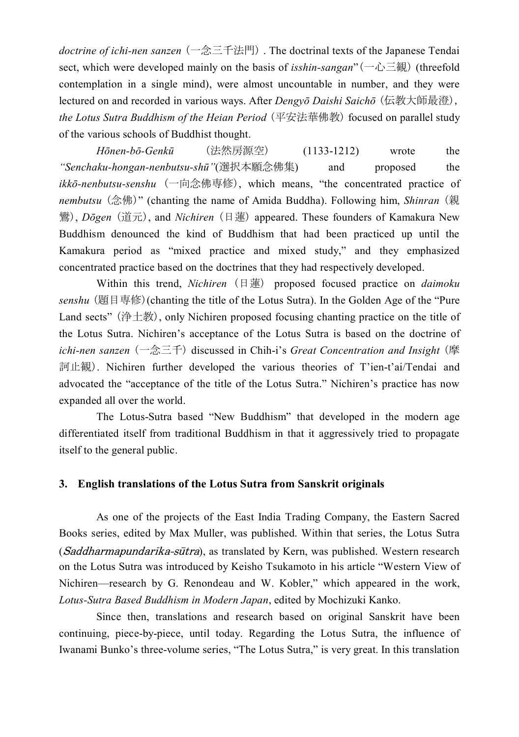*doctrine of ichi-nen sanzen*（一念三千法門）. The doctrinal texts of the Japanese Tendai sect, which were developed mainly on the basis of *isshin-sangan*"（一心三観）(threefold contemplation in a single mind), were almost uncountable in number, and they were lectured on and recorded in various ways. After *Dengyō Daishi Saichō*（伝教大師最澄）, *the Lotus Sutra Buddhism of the Heian Period*（平安法華佛教）focused on parallel study of the various schools of Buddhist thought.

*Hōnen-bō-Genkū*（法然房源空）(1133-1212) wrote the *"Senchaku-hongan-nenbutsu-shū"*(選択本願念佛集) and proposed the *ikkō-nenbutsu-senshu*（一向念佛専修）, which means, "the concentrated practice of *nembutsu*（念佛）" (chanting the name of Amida Buddha). Following him, *Shinran*（親鸞）, *Dōgen*（道元）, and *Nichiren*（日蓮）appeared. These founders of Kamakura New Buddhism denounced the kind of Buddhism that had been practiced up until the Kamakura period as "mixed practice and mixed study," and they emphasized concentrated practice based on the doctrines that they had respectively developed.

Within this trend, *Nichiren*（日蓮）proposed focused practice on *daimoku senshu*（題目専修）(chanting the title of the Lotus Sutra). In the Golden Age of the "Pure Land sects"（浄土教）, only Nichiren proposed focusing chanting practice on the title of the Lotus Sutra. Nichiren's acceptance of the Lotus Sutra is based on the doctrine of *ichi-nen sanzen*（一念三千）discussed in Chih-i's *Great Concentration and Insight*（摩訶止観）. Nichiren further developed the various theories of T'ien-t'ai/Tendai and advocated the "acceptance of the title of the Lotus Sutra." Nichiren's practice has now expanded all over the world.

The Lotus-Sutra based "New Buddhism" that developed in the modern age differentiated itself from traditional Buddhism in that it aggressively tried to propagate itself to the general public.

## 3. English translations of the Lotus Sutra from Sanskrit originals

As one of the projects of the East India Trading Company, the Eastern Sacred Books series, edited by Max Muller, was published. Within that series, the Lotus Sutra (*Saddharmapundarīka-sūtra*), as translated by Kern, was published. Western research on the Lotus Sutra was introduced by Keisho Tsukamoto in his article "Western View of Nichiren—research by G. Renondeau and W. Kobler," which appeared in the work, *Lotus-Sutra Based Buddhism in Modern Japan*, edited by Mochizuki Kanko.

Since then, translations and research based on original Sanskrit have been continuing, piece-by-piece, until today. Regarding the Lotus Sutra, the influence of Iwanami Bunko's three-volume series, "The Lotus Sutra," is very great. In this translation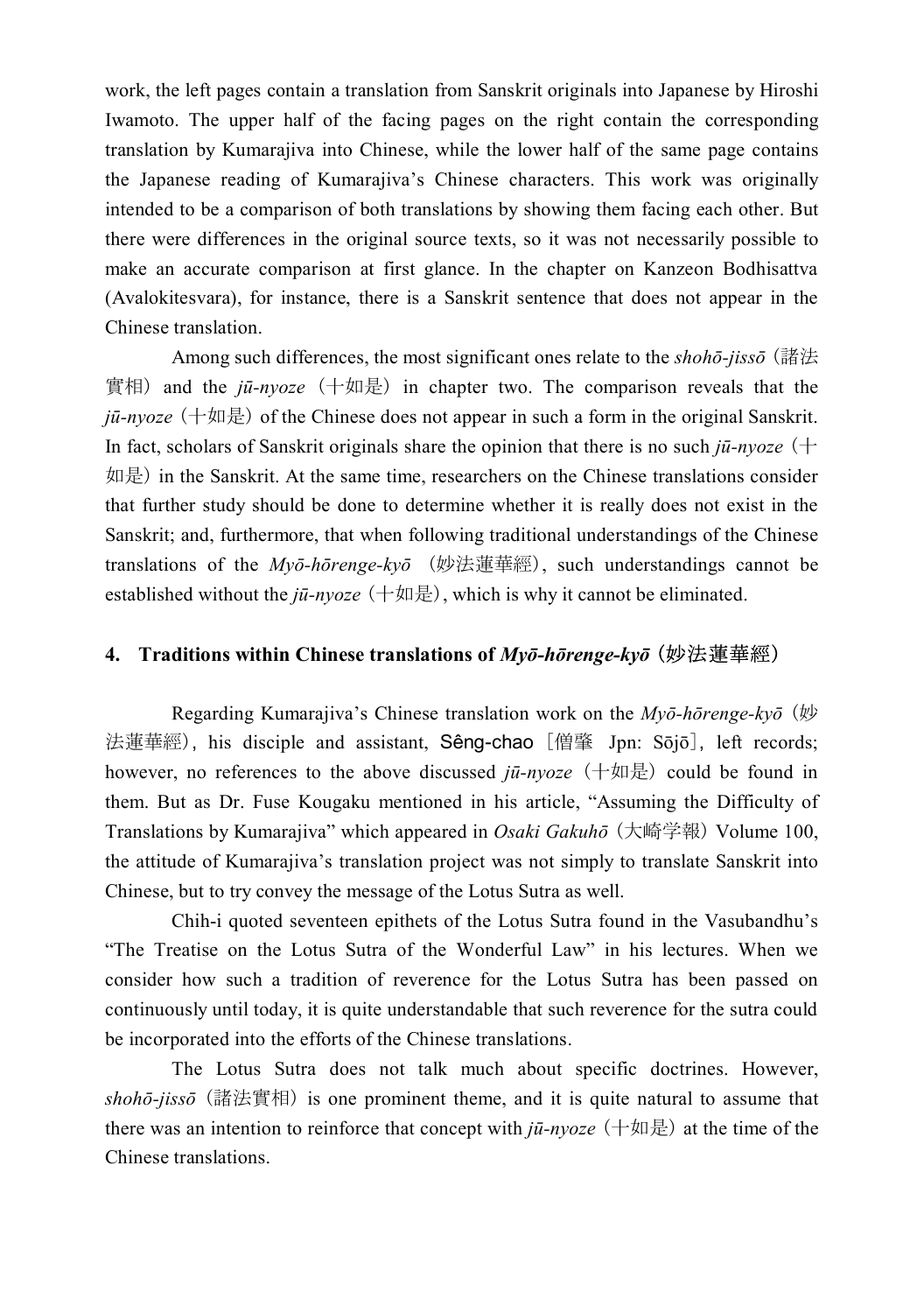work, the left pages contain a translation from Sanskrit originals into Japanese by Hiroshi Iwamoto. The upper half of the facing pages on the right contain the corresponding translation by Kumarajiva into Chinese, while the lower half of the same page contains the Japanese reading of Kumarajiva's Chinese characters. This work was originally intended to be a comparison of both translations by showing them facing each other. But there were differences in the original source texts, so it was not necessarily possible to make an accurate comparison at first glance. In the chapter on Kanzeon Bodhisattva (Avalokitesvara), for instance, there is a Sanskrit sentence that does not appear in the Chinese translation.

Among such differences, the most significant ones relate to the *shohō-jissō*（諸法實相）and the *jū-nyoze*（十如是）in chapter two. The comparison reveals that the *jū-nyoze*（十如是）of the Chinese does not appear in such a form in the original Sanskrit. In fact, scholars of Sanskrit originals share the opinion that there is no such *jū-nyoze*（十如是）in the Sanskrit. At the same time, researchers on the Chinese translations consider that further study should be done to determine whether it is really does not exist in the Sanskrit; and, furthermore, that when following traditional understandings of the Chinese translations of the *Myō-hōrenge-kyō* （妙法蓮華經）, such understandings cannot be established without the *jū-nyoze*（十如是）, which is why it cannot be eliminated.

## 4. Traditions within Chinese translations of *Myō-hōrenge-kyō*（妙法蓮華經）

Regarding Kumarajiva's Chinese translation work on the *Myō-hōrenge-kyō*（妙法蓮華經）, his disciple and assistant, Sêng-chao［僧肇 Jpn: Sōjō］, left records; however, no references to the above discussed *jū-nyoze*（十如是）could be found in them. But as Dr. Fuse Kougaku mentioned in his article, "Assuming the Difficulty of Translations by Kumarajiva" which appeared in *Osaki Gakuhō*（大崎学報）Volume 100, the attitude of Kumarajiva's translation project was not simply to translate Sanskrit into Chinese, but to try convey the message of the Lotus Sutra as well.

Chih-i quoted seventeen epithets of the Lotus Sutra found in the Vasubandhu's "The Treatise on the Lotus Sutra of the Wonderful Law" in his lectures. When we consider how such a tradition of reverence for the Lotus Sutra has been passed on continuously until today, it is quite understandable that such reverence for the sutra could be incorporated into the efforts of the Chinese translations.

The Lotus Sutra does not talk much about specific doctrines. However, *shohō-jissō*（諸法實相）is one prominent theme, and it is quite natural to assume that there was an intention to reinforce that concept with *jū-nyoze*（十如是）at the time of the Chinese translations.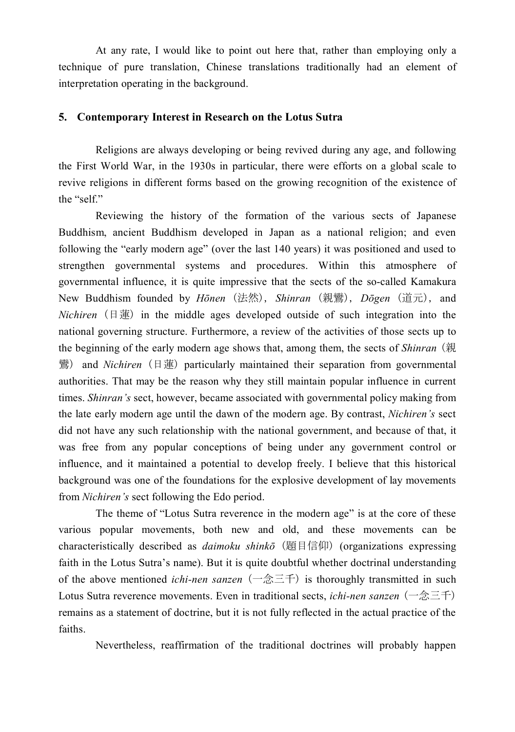At any rate, I would like to point out here that, rather than employing only a technique of pure translation, Chinese translations traditionally had an element of interpretation operating in the background.

## 5. Contemporary Interest in Research on the Lotus Sutra

Religions are always developing or being revived during any age, and following the First World War, in the 1930s in particular, there were efforts on a global scale to revive religions in different forms based on the growing recognition of the existence of the "self."

Reviewing the history of the formation of the various sects of Japanese Buddhism, ancient Buddhism developed in Japan as a national religion; and even following the "early modern age" (over the last 140 years) it was positioned and used to strengthen governmental systems and procedures. Within this atmosphere of governmental influence, it is quite impressive that the sects of the so-called Kamakura New Buddhism founded by *Hōnen*（法然）, *Shinran*（親鸞）, *Dōgen*（道元）, and *Nichiren*（日蓮）in the middle ages developed outside of such integration into the national governing structure. Furthermore, a review of the activities of those sects up to the beginning of the early modern age shows that, among them, the sects of *Shinran*（親鸞）and *Nichiren*（日蓮）particularly maintained their separation from governmental authorities. That may be the reason why they still maintain popular influence in current times. *Shinran's* sect, however, became associated with governmental policy making from the late early modern age until the dawn of the modern age. By contrast, *Nichiren's* sect did not have any such relationship with the national government, and because of that, it was free from any popular conceptions of being under any government control or influence, and it maintained a potential to develop freely. I believe that this historical background was one of the foundations for the explosive development of lay movements from *Nichiren's* sect following the Edo period.

The theme of "Lotus Sutra reverence in the modern age" is at the core of these various popular movements, both new and old, and these movements can be characteristically described as *daimoku shinkō*（題目信仰）(organizations expressing faith in the Lotus Sutra's name). But it is quite doubtful whether doctrinal understanding of the above mentioned *ichi-nen sanzen*（一念三千）is thoroughly transmitted in such Lotus Sutra reverence movements. Even in traditional sects, *ichi-nen sanzen*（一念三千）remains as a statement of doctrine, but it is not fully reflected in the actual practice of the faiths.

Nevertheless, reaffirmation of the traditional doctrines will probably happen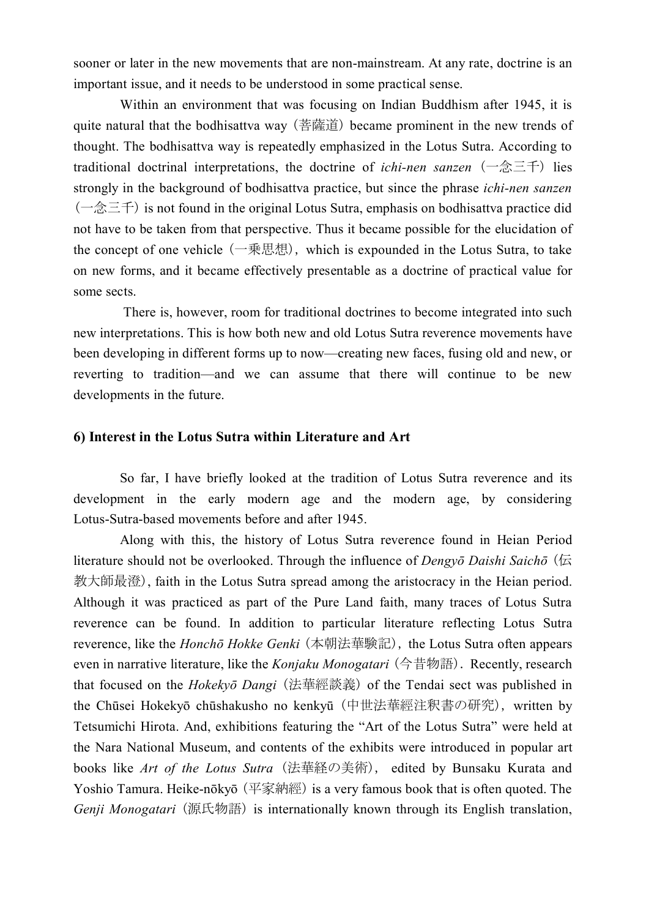sooner or later in the new movements that are non-mainstream. At any rate, doctrine is an important issue, and it needs to be understood in some practical sense.

Within an environment that was focusing on Indian Buddhism after 1945, it is quite natural that the bodhisattva way（菩薩道）became prominent in the new trends of thought. The bodhisattva way is repeatedly emphasized in the Lotus Sutra. According to traditional doctrinal interpretations, the doctrine of *ichi-nen sanzen*（一念三千）lies strongly in the background of bodhisattva practice, but since the phrase *ichi-nen sanzen*（一念三千）is not found in the original Lotus Sutra, emphasis on bodhisattva practice did not have to be taken from that perspective. Thus it became possible for the elucidation of the concept of one vehicle（一乗思想）, which is expounded in the Lotus Sutra, to take on new forms, and it became effectively presentable as a doctrine of practical value for some sects.

There is, however, room for traditional doctrines to become integrated into such new interpretations. This is how both new and old Lotus Sutra reverence movements have been developing in different forms up to now—creating new faces, fusing old and new, or reverting to tradition—and we can assume that there will continue to be new developments in the future.

### 6) Interest in the Lotus Sutra within Literature and Art

So far, I have briefly looked at the tradition of Lotus Sutra reverence and its development in the early modern age and the modern age, by considering Lotus-Sutra-based movements before and after 1945.

Along with this, the history of Lotus Sutra reverence found in Heian Period literature should not be overlooked. Through the influence of *Dengyō Daishi Saichō*（伝教大師最澄）, faith in the Lotus Sutra spread among the aristocracy in the Heian period. Although it was practiced as part of the Pure Land faith, many traces of Lotus Sutra reverence can be found. In addition to particular literature reflecting Lotus Sutra reverence, like the *Honchō Hokke Genki*（本朝法華験記）, the Lotus Sutra often appears even in narrative literature, like the *Konjaku Monogatari*（今昔物語）. Recently, research that focused on the *Hokekyō Dangi*（法華經談義）of the Tendai sect was published in the Chūsei Hokekyō chūshakusho no kenkyū（中世法華経注釈書の研究）, written by Tetsumichi Hirota. And, exhibitions featuring the "Art of the Lotus Sutra" were held at the Nara National Museum, and contents of the exhibits were introduced in popular art books like *Art of the Lotus Sutra*（法華経の美術）, edited by Bunsaku Kurata and Yoshio Tamura. Heike-nōkyō（平家納經）is a very famous book that is often quoted. The *Genji Monogatari*（源氏物語）is internationally known through its English translation,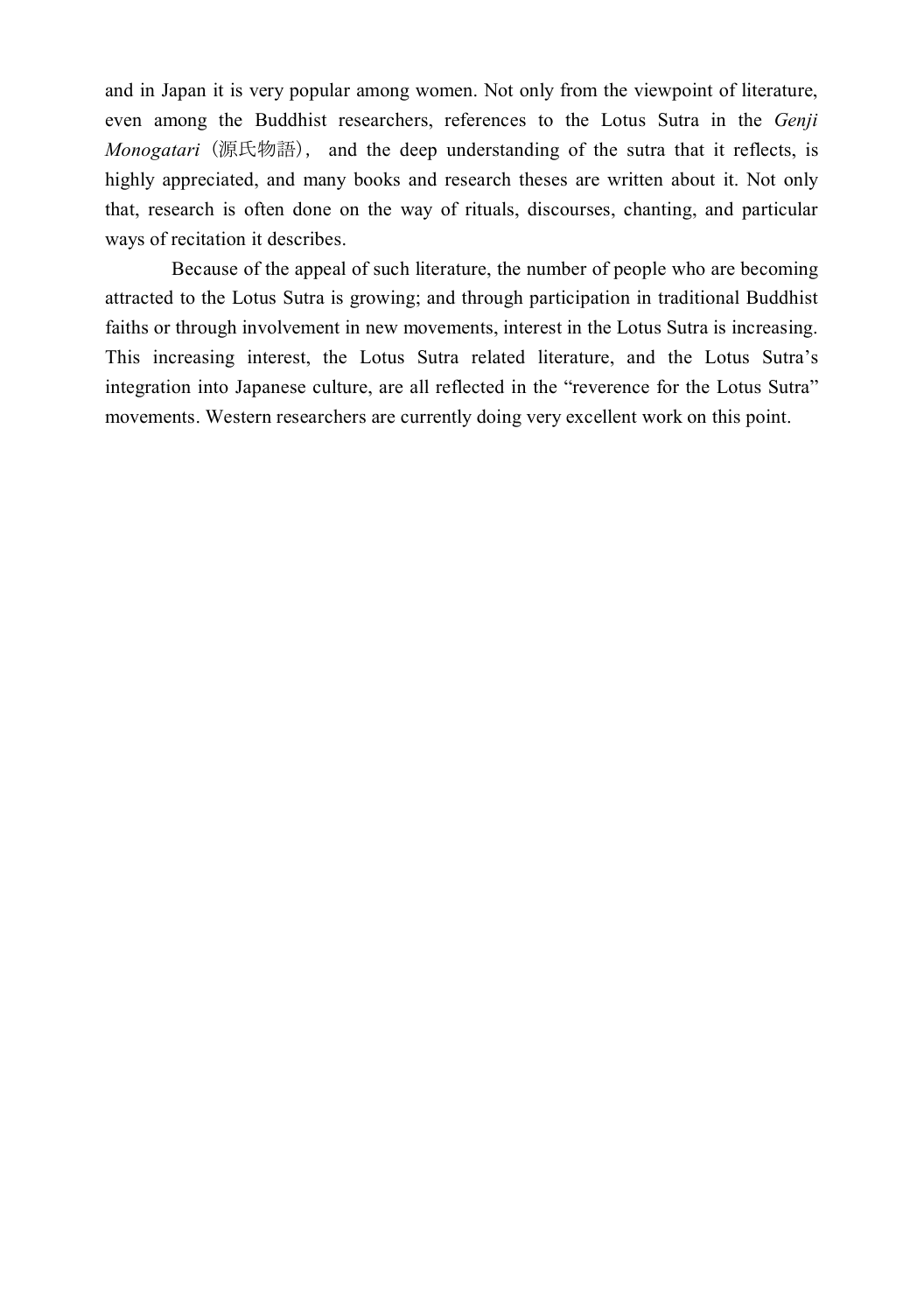and in Japan it is very popular among women. Not only from the viewpoint of literature, even among the Buddhist researchers, references to the Lotus Sutra in the *Genji Monogatari*（源氏物語）, and the deep understanding of the sutra that it reflects, is highly appreciated, and many books and research theses are written about it. Not only that, research is often done on the way of rituals, discourses, chanting, and particular ways of recitation it describes.

Because of the appeal of such literature, the number of people who are becoming attracted to the Lotus Sutra is growing; and through participation in traditional Buddhist faiths or through involvement in new movements, interest in the Lotus Sutra is increasing. This increasing interest, the Lotus Sutra related literature, and the Lotus Sutra's integration into Japanese culture, are all reflected in the "reverence for the Lotus Sutra" movements. Western researchers are currently doing very excellent work on this point.